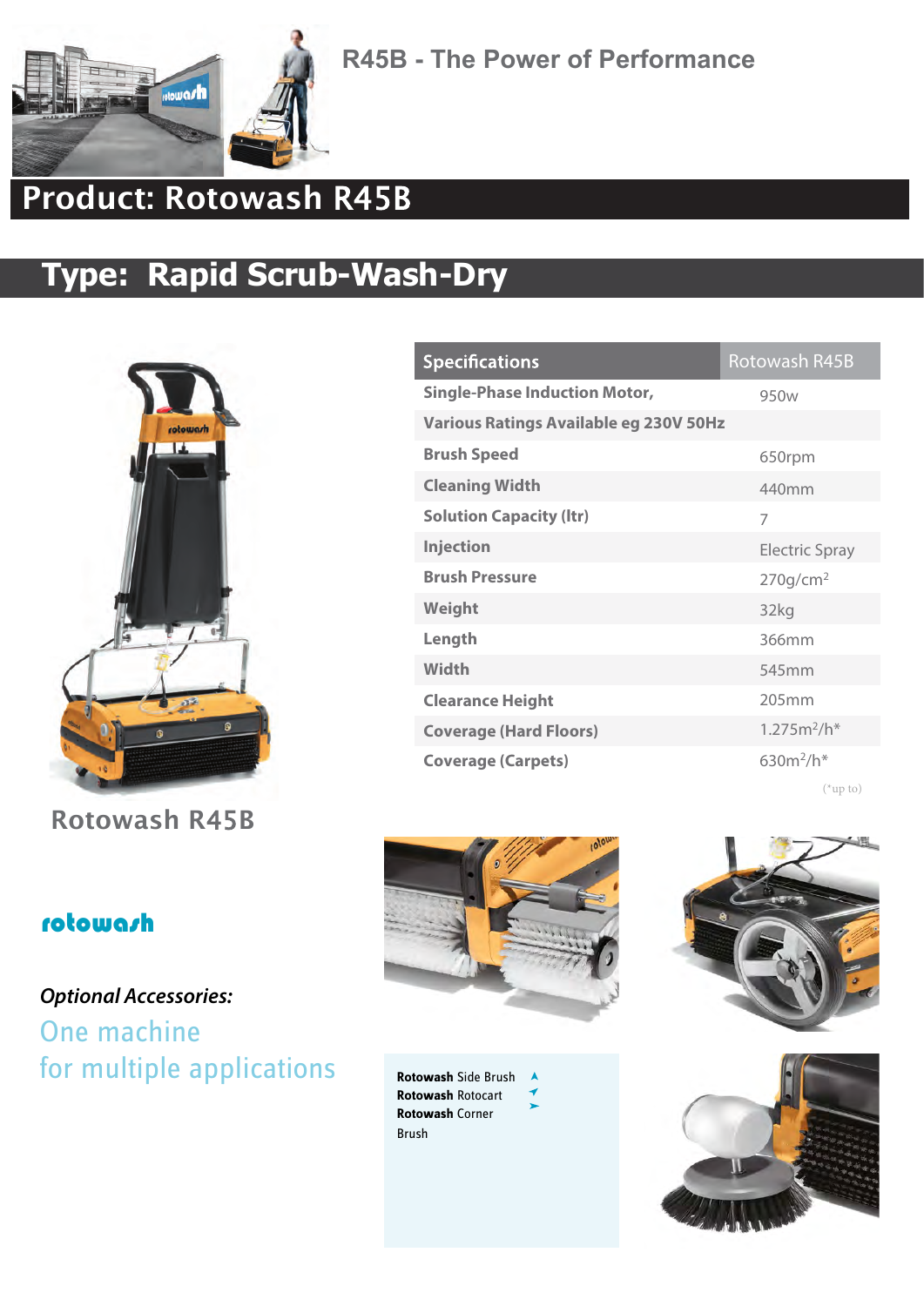R45B - The Power of Performance

# Product: Rotowash R45B

## Type: Rapid Scrub-Wash-Dry

| Specifications | Rotowash R45B |
|---|---|
| Single-Phase Induction Motor, | 950w |
| Various Ratings Available eg 230V 50Hz | |
| Brush Speed | 650rpm |
| Cleaning Width | 440mm |
| Solution Capacity (ltr) | 7 |
| Injection | Electric Spray |
| Brush Pressure | 270g/cm$^2$ |
| Weight | 32kg |
| Length | 366mm |
| Width | 545mm |
| Clearance Height | 205mm |
| Coverage (Hard Floors) | 1.275m$^2$/h* |
| Coverage (Carpets) | 630m$^2$/h* |

(*up to)

Rotowash R45B

rotowash

*Optional Accessories:*

One machine
for multiple applications

**Rotowash** Side Brush
**Rotowash** Rotocart
**Rotowash** Corner Brush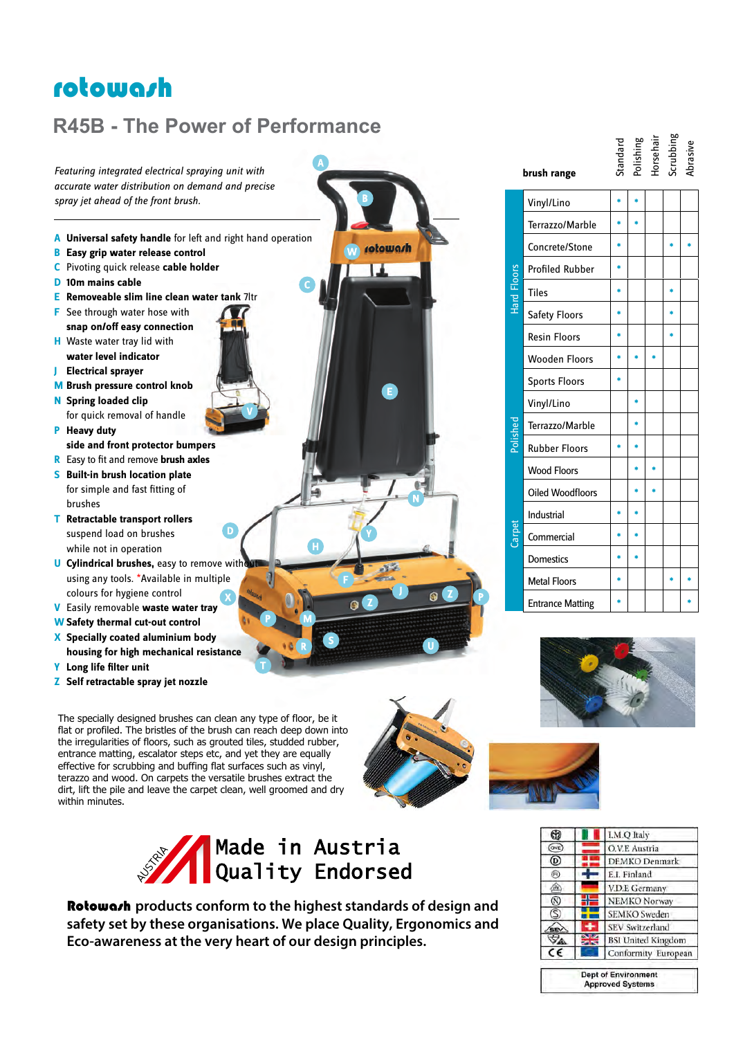# rotowash

## R45B - The Power of Performance

*Featuring integrated electrical spraying unit with accurate water distribution on demand and precise spray jet ahead of the front brush.*

- **A** **Universal safety handle** for left and right hand operation
- **B** **Easy grip water release control**
- **C** Pivoting quick release **cable holder**
- **D** **10m mains cable**
- **E** **Removeable slim line clean water tank** 7ltr
- **F** See through water hose with **snap on/off easy connection**
- **H** Waste water tray lid with **water level indicator**
- **J** **Electrical sprayer**
- **M** **Brush pressure control knob**
- **N** **Spring loaded clip** for quick removal of handle
- **P** **Heavy duty side and front protector bumpers**
- **R** Easy to fit and remove **brush axles**
- **S** **Built-in brush location plate** for simple and fast fitting of brushes
- **T** **Retractable transport rollers** suspend load on brushes while not in operation
- **U** **Cylindrical brushes,** easy to remove without using any tools. *Available in multiple colours for hygiene control
- **V** Easily removable **waste water tray**
- **W** **Safety thermal cut-out control**
- **X** **Specially coated aluminium body housing for high mechanical resistance**
- **Y** **Long life filter unit**
- **Z** **Self retractable spray jet nozzle**

| | brush range | Standard | Polishing | Horsehair | Scrubbing | Abrasive |
|---|---|---|---|---|---|---|
| Hard Floors | Vinyl/Lino | * | * | | | |
| | Terrazzo/Marble | * | * | | | |
| | Concrete/Stone | * | | | * | * |
| | Profiled Rubber | * | | | | |
| | Tiles | * | | | * | |
| | Safety Floors | * | | | * | |
| | Resin Floors | * | | | * | |
| | Wooden Floors | * | * | * | | |
| | Sports Floors | * | | | | |
| Polished | Vinyl/Lino | | * | | | |
| | Terrazzo/Marble | | * | | | |
| | Rubber Floors | * | * | | | |
| | Wood Floors | | * | * | | |
| | Oiled Woodfloors | | * | * | | |
| Carpet | Industrial | * | * | | | |
| | Commercial | * | * | | | |
| | Domestics | * | * | | | |
| | Metal Floors | * | | | * | * |
| | Entrance Matting | * | | | | * |

The specially designed brushes can clean any type of floor, be it flat or profiled. The bristles of the brush can reach deep down into the irregularities of floors, such as grouted tiles, studded rubber, entrance matting, escalator steps etc, and yet they are equally effective for scrubbing and buffing flat surfaces such as vinyl, terrazzo and wood. On carpets the versatile brushes extract the dirt, lift the pile and leave the carpet clean, well groomed and dry within minutes.

AUSTRIA

**Made in Austria**
**Quality Endorsed**

**Rotowash products conform to the highest standards of design and safety set by these organisations. We place Quality, Ergonomics and Eco-awareness at the very heart of our design principles.**

| | |
|---|---|
| I.M.Q Italy | |
| O.V.E Austria | |
| DEMKO Denmark | |
| E.I. Finland | |
| V.D.E Germany | |
| NEMKO Norway | |
| SEMKO Sweden | |
| SEV Switzerland | |
| BSI United Kingdom | |
| CE | Conformity European |

Dept of Environment Approved Systems